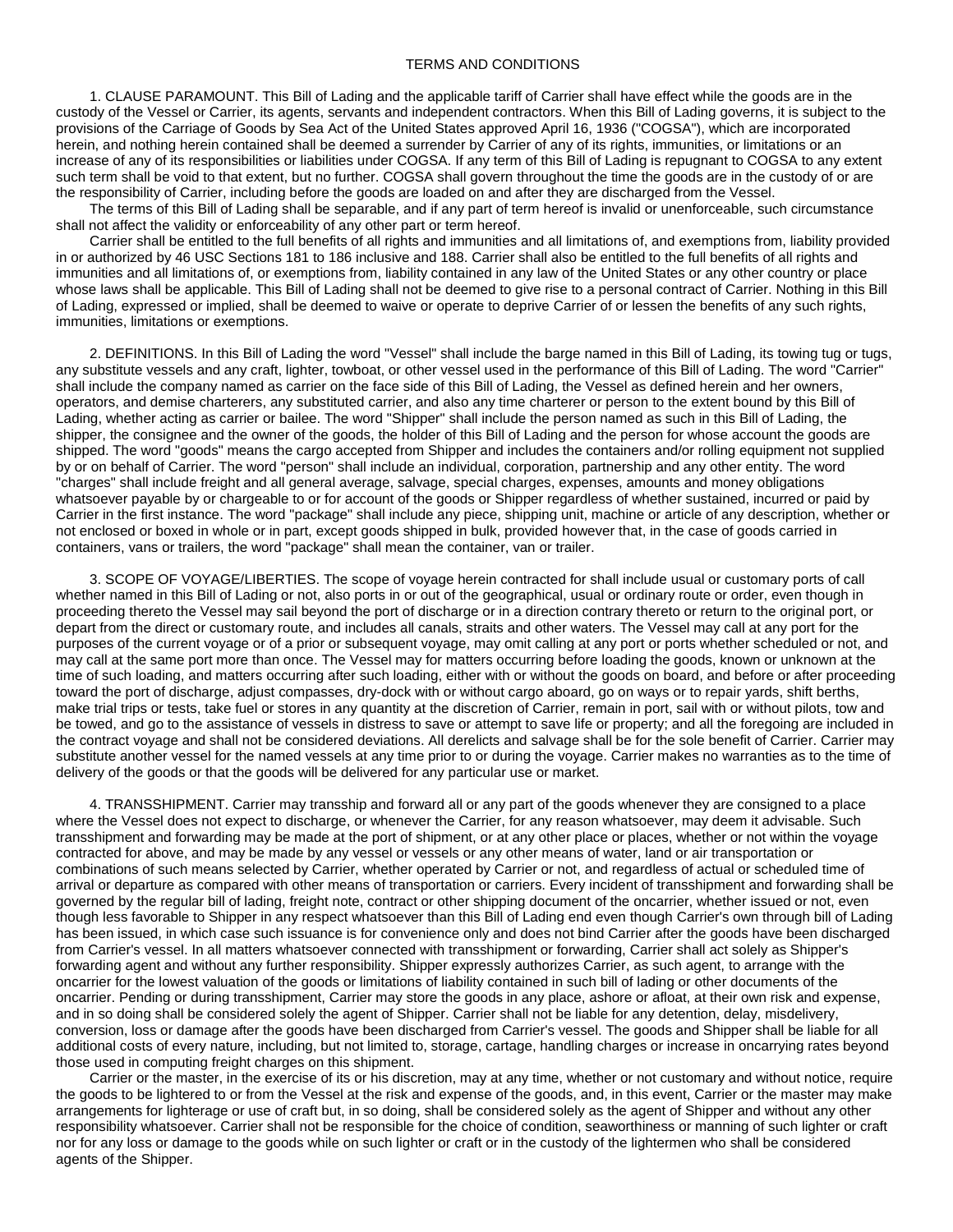# TERMS AND CONDITIONS

1. CLAUSE PARAMOUNT. This Bill of Lading and the applicable tariff of Carrier shall have effect while the goods are in the custody of the Vessel or Carrier, its agents, servants and independent contractors. When this Bill of Lading governs, it is subject to the provisions of the Carriage of Goods by Sea Act of the United States approved April 16, 1936 ("COGSA"), which are incorporated herein, and nothing herein contained shall be deemed a surrender by Carrier of any of its rights, immunities, or limitations or an increase of any of its responsibilities or liabilities under COGSA. If any term of this Bill of Lading is repugnant to COGSA to any extent such term shall be void to that extent, but no further. COGSA shall govern throughout the time the goods are in the custody of or are the responsibility of Carrier, including before the goods are loaded on and after they are discharged from the Vessel.

The terms of this Bill of Lading shall be separable, and if any part of term hereof is invalid or unenforceable, such circumstance shall not affect the validity or enforceability of any other part or term hereof.

Carrier shall be entitled to the full benefits of all rights and immunities and all limitations of, and exemptions from, liability provided in or authorized by 46 USC Sections 181 to 186 inclusive and 188. Carrier shall also be entitled to the full benefits of all rights and immunities and all limitations of, or exemptions from, liability contained in any law of the United States or any other country or place whose laws shall be applicable. This Bill of Lading shall not be deemed to give rise to a personal contract of Carrier. Nothing in this Bill of Lading, expressed or implied, shall be deemed to waive or operate to deprive Carrier of or lessen the benefits of any such rights, immunities, limitations or exemptions.

2. DEFINITIONS. In this Bill of Lading the word "Vessel" shall include the barge named in this Bill of Lading, its towing tug or tugs, any substitute vessels and any craft, lighter, towboat, or other vessel used in the performance of this Bill of Lading. The word "Carrier" shall include the company named as carrier on the face side of this Bill of Lading, the Vessel as defined herein and her owners, operators, and demise charterers, any substituted carrier, and also any time charterer or person to the extent bound by this Bill of Lading, whether acting as carrier or bailee. The word "Shipper" shall include the person named as such in this Bill of Lading, the shipper, the consignee and the owner of the goods, the holder of this Bill of Lading and the person for whose account the goods are shipped. The word "goods" means the cargo accepted from Shipper and includes the containers and/or rolling equipment not supplied by or on behalf of Carrier. The word "person" shall include an individual, corporation, partnership and any other entity. The word "charges" shall include freight and all general average, salvage, special charges, expenses, amounts and money obligations whatsoever payable by or chargeable to or for account of the goods or Shipper regardless of whether sustained, incurred or paid by Carrier in the first instance. The word "package" shall include any piece, shipping unit, machine or article of any description, whether or not enclosed or boxed in whole or in part, except goods shipped in bulk, provided however that, in the case of goods carried in containers, vans or trailers, the word "package" shall mean the container, van or trailer.

3. SCOPE OF VOYAGE/LIBERTIES. The scope of voyage herein contracted for shall include usual or customary ports of call whether named in this Bill of Lading or not, also ports in or out of the geographical, usual or ordinary route or order, even though in proceeding thereto the Vessel may sail beyond the port of discharge or in a direction contrary thereto or return to the original port, or depart from the direct or customary route, and includes all canals, straits and other waters. The Vessel may call at any port for the purposes of the current voyage or of a prior or subsequent voyage, may omit calling at any port or ports whether scheduled or not, and may call at the same port more than once. The Vessel may for matters occurring before loading the goods, known or unknown at the time of such loading, and matters occurring after such loading, either with or without the goods on board, and before or after proceeding toward the port of discharge, adjust compasses, dry-dock with or without cargo aboard, go on ways or to repair yards, shift berths, make trial trips or tests, take fuel or stores in any quantity at the discretion of Carrier, remain in port, sail with or without pilots, tow and be towed, and go to the assistance of vessels in distress to save or attempt to save life or property; and all the foregoing are included in the contract voyage and shall not be considered deviations. All derelicts and salvage shall be for the sole benefit of Carrier. Carrier may substitute another vessel for the named vessels at any time prior to or during the voyage. Carrier makes no warranties as to the time of delivery of the goods or that the goods will be delivered for any particular use or market.

4. TRANSSHIPMENT. Carrier may transship and forward all or any part of the goods whenever they are consigned to a place where the Vessel does not expect to discharge, or whenever the Carrier, for any reason whatsoever, may deem it advisable. Such transshipment and forwarding may be made at the port of shipment, or at any other place or places, whether or not within the voyage contracted for above, and may be made by any vessel or vessels or any other means of water, land or air transportation or combinations of such means selected by Carrier, whether operated by Carrier or not, and regardless of actual or scheduled time of arrival or departure as compared with other means of transportation or carriers. Every incident of transshipment and forwarding shall be governed by the regular bill of lading, freight note, contract or other shipping document of the oncarrier, whether issued or not, even though less favorable to Shipper in any respect whatsoever than this Bill of Lading end even though Carrier's own through bill of Lading has been issued, in which case such issuance is for convenience only and does not bind Carrier after the goods have been discharged from Carrier's vessel. In all matters whatsoever connected with transshipment or forwarding, Carrier shall act solely as Shipper's forwarding agent and without any further responsibility. Shipper expressly authorizes Carrier, as such agent, to arrange with the oncarrier for the lowest valuation of the goods or limitations of liability contained in such bill of lading or other documents of the oncarrier. Pending or during transshipment, Carrier may store the goods in any place, ashore or afloat, at their own risk and expense, and in so doing shall be considered solely the agent of Shipper. Carrier shall not be liable for any detention, delay, misdelivery, conversion, loss or damage after the goods have been discharged from Carrier's vessel. The goods and Shipper shall be liable for all additional costs of every nature, including, but not limited to, storage, cartage, handling charges or increase in oncarrying rates beyond those used in computing freight charges on this shipment.

Carrier or the master, in the exercise of its or his discretion, may at any time, whether or not customary and without notice, require the goods to be lightered to or from the Vessel at the risk and expense of the goods, and, in this event, Carrier or the master may make arrangements for lighterage or use of craft but, in so doing, shall be considered solely as the agent of Shipper and without any other responsibility whatsoever. Carrier shall not be responsible for the choice of condition, seaworthiness or manning of such lighter or craft nor for any loss or damage to the goods while on such lighter or craft or in the custody of the lightermen who shall be considered agents of the Shipper.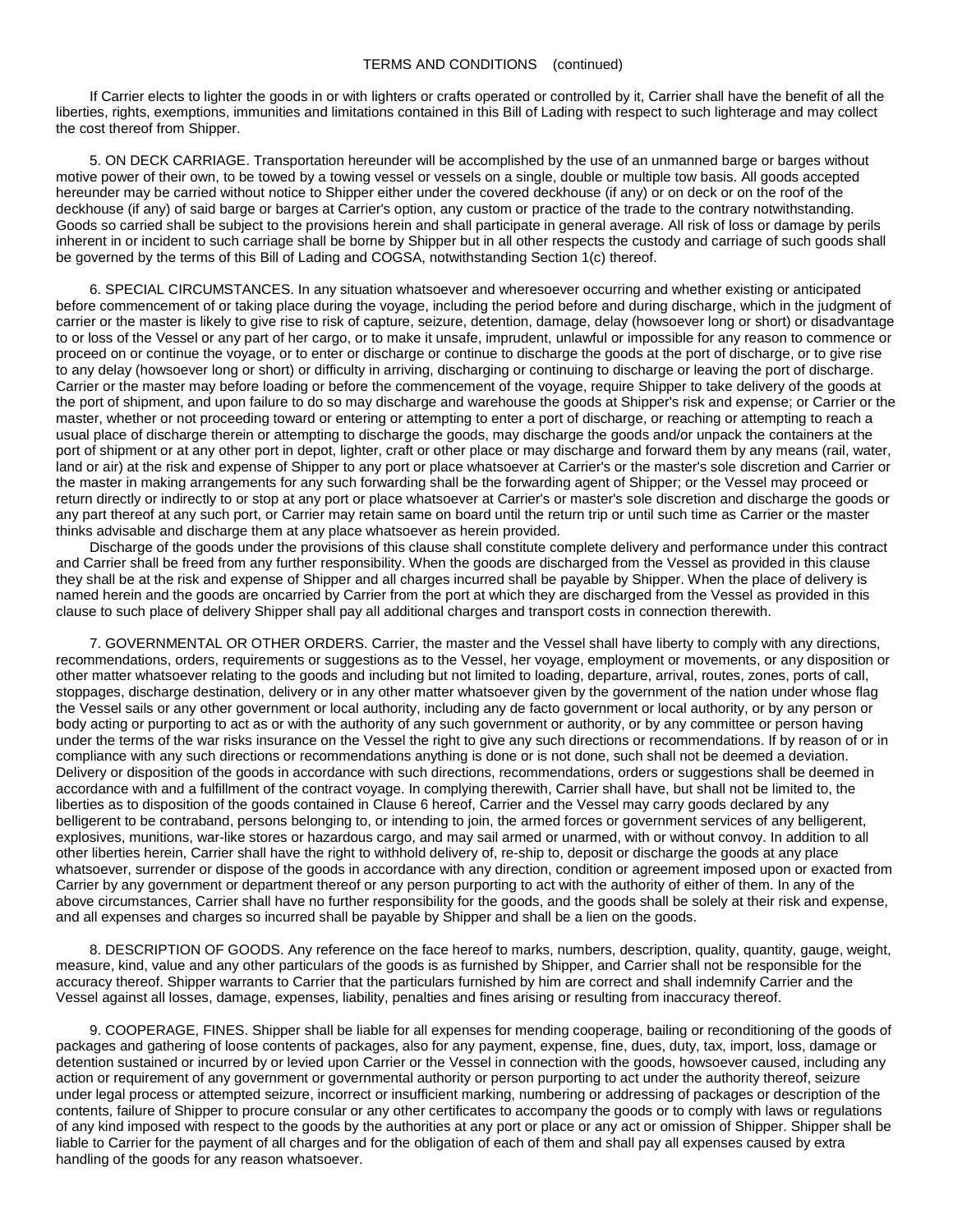TERMS AND CONDITIONS (continued)

If Carrier elects to lighter the goods in or with lighters or crafts operated or controlled by it, Carrier shall have the benefit of all the liberties, rights, exemptions, immunities and limitations contained in this Bill of Lading with respect to such lighterage and may collect the cost thereof from Shipper.

5. ON DECK CARRIAGE. Transportation hereunder will be accomplished by the use of an unmanned barge or barges without motive power of their own, to be towed by a towing vessel or vessels on a single, double or multiple tow basis. All goods accepted hereunder may be carried without notice to Shipper either under the covered deckhouse (if any) or on deck or on the roof of the deckhouse (if any) of said barge or barges at Carrier's option, any custom or practice of the trade to the contrary notwithstanding. Goods so carried shall be subject to the provisions herein and shall participate in general average. All risk of loss or damage by perils inherent in or incident to such carriage shall be borne by Shipper but in all other respects the custody and carriage of such goods shall be governed by the terms of this Bill of Lading and COGSA, notwithstanding Section 1(c) thereof.

6. SPECIAL CIRCUMSTANCES. In any situation whatsoever and wheresoever occurring and whether existing or anticipated before commencement of or taking place during the voyage, including the period before and during discharge, which in the judgment of carrier or the master is likely to give rise to risk of capture, seizure, detention, damage, delay (howsoever long or short) or disadvantage to or loss of the Vessel or any part of her cargo, or to make it unsafe, imprudent, unlawful or impossible for any reason to commence or proceed on or continue the voyage, or to enter or discharge or continue to discharge the goods at the port of discharge, or to give rise to any delay (howsoever long or short) or difficulty in arriving, discharging or continuing to discharge or leaving the port of discharge. Carrier or the master may before loading or before the commencement of the voyage, require Shipper to take delivery of the goods at the port of shipment, and upon failure to do so may discharge and warehouse the goods at Shipper's risk and expense; or Carrier or the master, whether or not proceeding toward or entering or attempting to enter a port of discharge, or reaching or attempting to reach a usual place of discharge therein or attempting to discharge the goods, may discharge the goods and/or unpack the containers at the port of shipment or at any other port in depot, lighter, craft or other place or may discharge and forward them by any means (rail, water, land or air) at the risk and expense of Shipper to any port or place whatsoever at Carrier's or the master's sole discretion and Carrier or the master in making arrangements for any such forwarding shall be the forwarding agent of Shipper; or the Vessel may proceed or return directly or indirectly to or stop at any port or place whatsoever at Carrier's or master's sole discretion and discharge the goods or any part thereof at any such port, or Carrier may retain same on board until the return trip or until such time as Carrier or the master thinks advisable and discharge them at any place whatsoever as herein provided.

Discharge of the goods under the provisions of this clause shall constitute complete delivery and performance under this contract and Carrier shall be freed from any further responsibility. When the goods are discharged from the Vessel as provided in this clause they shall be at the risk and expense of Shipper and all charges incurred shall be payable by Shipper. When the place of delivery is named herein and the goods are oncarried by Carrier from the port at which they are discharged from the Vessel as provided in this clause to such place of delivery Shipper shall pay all additional charges and transport costs in connection therewith.

7. GOVERNMENTAL OR OTHER ORDERS. Carrier, the master and the Vessel shall have liberty to comply with any directions, recommendations, orders, requirements or suggestions as to the Vessel, her voyage, employment or movements, or any disposition or other matter whatsoever relating to the goods and including but not limited to loading, departure, arrival, routes, zones, ports of call, stoppages, discharge destination, delivery or in any other matter whatsoever given by the government of the nation under whose flag the Vessel sails or any other government or local authority, including any de facto government or local authority, or by any person or body acting or purporting to act as or with the authority of any such government or authority, or by any committee or person having under the terms of the war risks insurance on the Vessel the right to give any such directions or recommendations. If by reason of or in compliance with any such directions or recommendations anything is done or is not done, such shall not be deemed a deviation. Delivery or disposition of the goods in accordance with such directions, recommendations, orders or suggestions shall be deemed in accordance with and a fulfillment of the contract voyage. In complying therewith, Carrier shall have, but shall not be limited to, the liberties as to disposition of the goods contained in Clause 6 hereof, Carrier and the Vessel may carry goods declared by any belligerent to be contraband, persons belonging to, or intending to join, the armed forces or government services of any belligerent, explosives, munitions, war-like stores or hazardous cargo, and may sail armed or unarmed, with or without convoy. In addition to all other liberties herein, Carrier shall have the right to withhold delivery of, re-ship to, deposit or discharge the goods at any place whatsoever, surrender or dispose of the goods in accordance with any direction, condition or agreement imposed upon or exacted from Carrier by any government or department thereof or any person purporting to act with the authority of either of them. In any of the above circumstances, Carrier shall have no further responsibility for the goods, and the goods shall be solely at their risk and expense, and all expenses and charges so incurred shall be payable by Shipper and shall be a lien on the goods.

8. DESCRIPTION OF GOODS. Any reference on the face hereof to marks, numbers, description, quality, quantity, gauge, weight, measure, kind, value and any other particulars of the goods is as furnished by Shipper, and Carrier shall not be responsible for the accuracy thereof. Shipper warrants to Carrier that the particulars furnished by him are correct and shall indemnify Carrier and the Vessel against all losses, damage, expenses, liability, penalties and fines arising or resulting from inaccuracy thereof.

9. COOPERAGE, FINES. Shipper shall be liable for all expenses for mending cooperage, bailing or reconditioning of the goods of packages and gathering of loose contents of packages, also for any payment, expense, fine, dues, duty, tax, import, loss, damage or detention sustained or incurred by or levied upon Carrier or the Vessel in connection with the goods, howsoever caused, including any action or requirement of any government or governmental authority or person purporting to act under the authority thereof, seizure under legal process or attempted seizure, incorrect or insufficient marking, numbering or addressing of packages or description of the contents, failure of Shipper to procure consular or any other certificates to accompany the goods or to comply with laws or regulations of any kind imposed with respect to the goods by the authorities at any port or place or any act or omission of Shipper. Shipper shall be liable to Carrier for the payment of all charges and for the obligation of each of them and shall pay all expenses caused by extra handling of the goods for any reason whatsoever.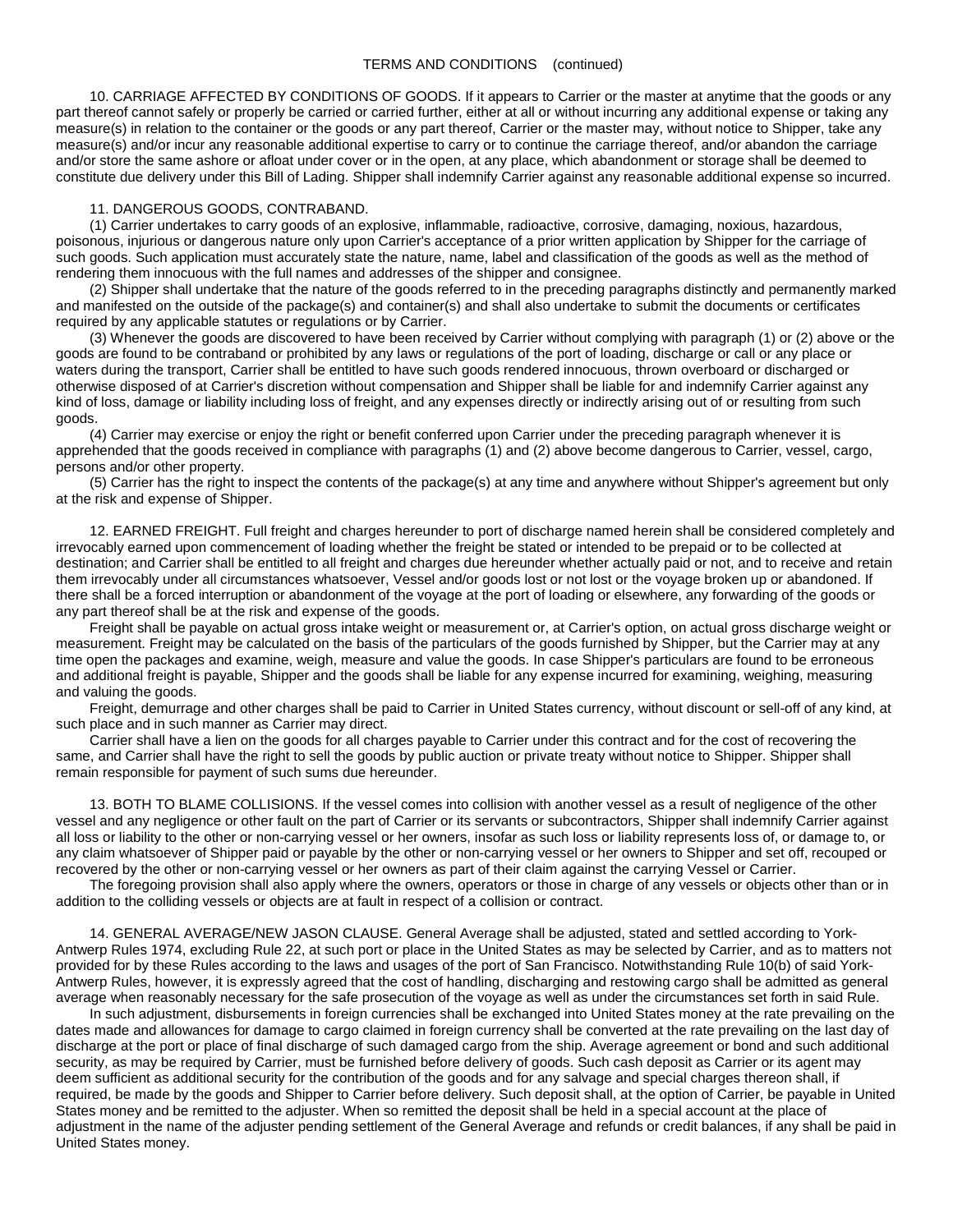TERMS AND CONDITIONS (continued)

10. CARRIAGE AFFECTED BY CONDITIONS OF GOODS. If it appears to Carrier or the master at anytime that the goods or any part thereof cannot safely or properly be carried or carried further, either at all or without incurring any additional expense or taking any measure(s) in relation to the container or the goods or any part thereof, Carrier or the master may, without notice to Shipper, take any measure(s) and/or incur any reasonable additional expertise to carry or to continue the carriage thereof, and/or abandon the carriage and/or store the same ashore or afloat under cover or in the open, at any place, which abandonment or storage shall be deemed to constitute due delivery under this Bill of Lading. Shipper shall indemnify Carrier against any reasonable additional expense so incurred.

11. DANGEROUS GOODS, CONTRABAND.

(1) Carrier undertakes to carry goods of an explosive, inflammable, radioactive, corrosive, damaging, noxious, hazardous, poisonous, injurious or dangerous nature only upon Carrier's acceptance of a prior written application by Shipper for the carriage of such goods. Such application must accurately state the nature, name, label and classification of the goods as well as the method of rendering them innocuous with the full names and addresses of the shipper and consignee.

(2) Shipper shall undertake that the nature of the goods referred to in the preceding paragraphs distinctly and permanently marked and manifested on the outside of the package(s) and container(s) and shall also undertake to submit the documents or certificates required by any applicable statutes or regulations or by Carrier.

(3) Whenever the goods are discovered to have been received by Carrier without complying with paragraph (1) or (2) above or the goods are found to be contraband or prohibited by any laws or regulations of the port of loading, discharge or call or any place or waters during the transport, Carrier shall be entitled to have such goods rendered innocuous, thrown overboard or discharged or otherwise disposed of at Carrier's discretion without compensation and Shipper shall be liable for and indemnify Carrier against any kind of loss, damage or liability including loss of freight, and any expenses directly or indirectly arising out of or resulting from such goods.

(4) Carrier may exercise or enjoy the right or benefit conferred upon Carrier under the preceding paragraph whenever it is apprehended that the goods received in compliance with paragraphs (1) and (2) above become dangerous to Carrier, vessel, cargo, persons and/or other property.

(5) Carrier has the right to inspect the contents of the package(s) at any time and anywhere without Shipper's agreement but only at the risk and expense of Shipper.

12. EARNED FREIGHT. Full freight and charges hereunder to port of discharge named herein shall be considered completely and irrevocably earned upon commencement of loading whether the freight be stated or intended to be prepaid or to be collected at destination; and Carrier shall be entitled to all freight and charges due hereunder whether actually paid or not, and to receive and retain them irrevocably under all circumstances whatsoever, Vessel and/or goods lost or not lost or the voyage broken up or abandoned. If there shall be a forced interruption or abandonment of the voyage at the port of loading or elsewhere, any forwarding of the goods or any part thereof shall be at the risk and expense of the goods.

Freight shall be payable on actual gross intake weight or measurement or, at Carrier's option, on actual gross discharge weight or measurement. Freight may be calculated on the basis of the particulars of the goods furnished by Shipper, but the Carrier may at any time open the packages and examine, weigh, measure and value the goods. In case Shipper's particulars are found to be erroneous and additional freight is payable, Shipper and the goods shall be liable for any expense incurred for examining, weighing, measuring and valuing the goods.

Freight, demurrage and other charges shall be paid to Carrier in United States currency, without discount or sell-off of any kind, at such place and in such manner as Carrier may direct.

Carrier shall have a lien on the goods for all charges payable to Carrier under this contract and for the cost of recovering the same, and Carrier shall have the right to sell the goods by public auction or private treaty without notice to Shipper. Shipper shall remain responsible for payment of such sums due hereunder.

13. BOTH TO BLAME COLLISIONS. If the vessel comes into collision with another vessel as a result of negligence of the other vessel and any negligence or other fault on the part of Carrier or its servants or subcontractors, Shipper shall indemnify Carrier against all loss or liability to the other or non-carrying vessel or her owners, insofar as such loss or liability represents loss of, or damage to, or any claim whatsoever of Shipper paid or payable by the other or non-carrying vessel or her owners to Shipper and set off, recouped or recovered by the other or non-carrying vessel or her owners as part of their claim against the carrying Vessel or Carrier.

The foregoing provision shall also apply where the owners, operators or those in charge of any vessels or objects other than or in addition to the colliding vessels or objects are at fault in respect of a collision or contract.

14. GENERAL AVERAGE/NEW JASON CLAUSE. General Average shall be adjusted, stated and settled according to York-Antwerp Rules 1974, excluding Rule 22, at such port or place in the United States as may be selected by Carrier, and as to matters not provided for by these Rules according to the laws and usages of the port of San Francisco. Notwithstanding Rule 10(b) of said York-Antwerp Rules, however, it is expressly agreed that the cost of handling, discharging and restowing cargo shall be admitted as general average when reasonably necessary for the safe prosecution of the voyage as well as under the circumstances set forth in said Rule.

In such adjustment, disbursements in foreign currencies shall be exchanged into United States money at the rate prevailing on the dates made and allowances for damage to cargo claimed in foreign currency shall be converted at the rate prevailing on the last day of discharge at the port or place of final discharge of such damaged cargo from the ship. Average agreement or bond and such additional security, as may be required by Carrier, must be furnished before delivery of goods. Such cash deposit as Carrier or its agent may deem sufficient as additional security for the contribution of the goods and for any salvage and special charges thereon shall, if required, be made by the goods and Shipper to Carrier before delivery. Such deposit shall, at the option of Carrier, be payable in United States money and be remitted to the adjuster. When so remitted the deposit shall be held in a special account at the place of adjustment in the name of the adjuster pending settlement of the General Average and refunds or credit balances, if any shall be paid in United States money.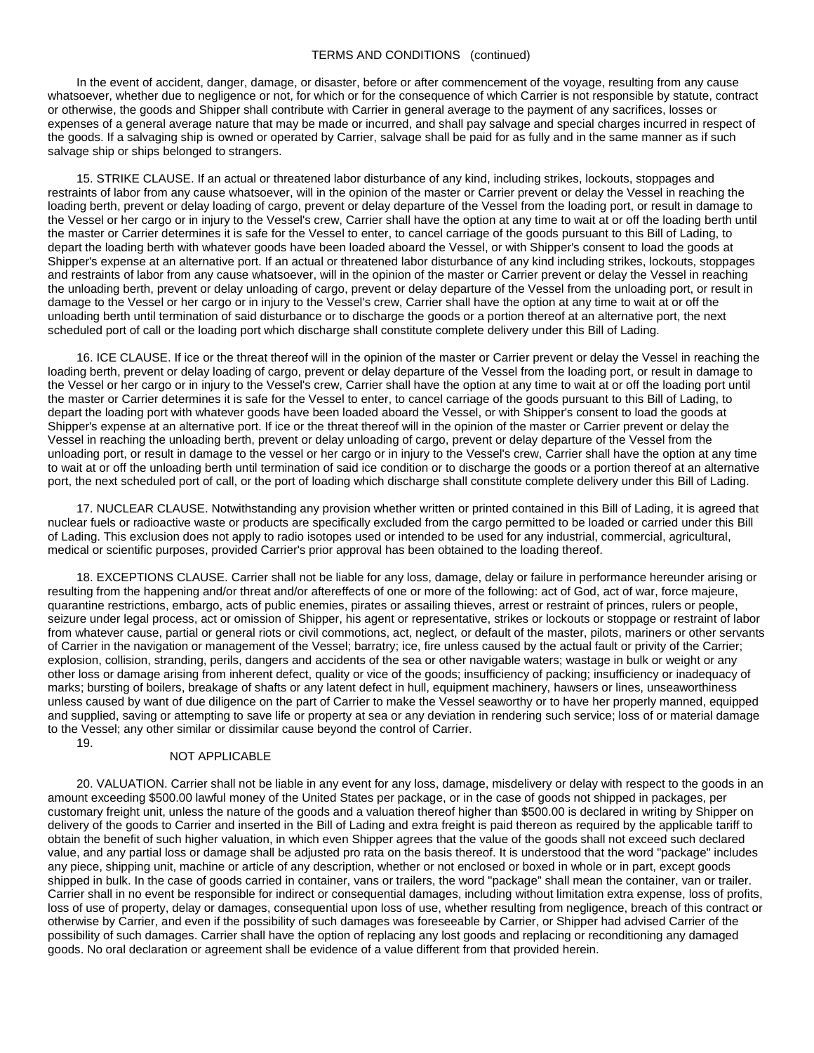TERMS AND CONDITIONS (continued)

In the event of accident, danger, damage, or disaster, before or after commencement of the voyage, resulting from any cause whatsoever, whether due to negligence or not, for which or for the consequence of which Carrier is not responsible by statute, contract or otherwise, the goods and Shipper shall contribute with Carrier in general average to the payment of any sacrifices, losses or expenses of a general average nature that may be made or incurred, and shall pay salvage and special charges incurred in respect of the goods. If a salvaging ship is owned or operated by Carrier, salvage shall be paid for as fully and in the same manner as if such salvage ship or ships belonged to strangers.

15. STRIKE CLAUSE. If an actual or threatened labor disturbance of any kind, including strikes, lockouts, stoppages and restraints of labor from any cause whatsoever, will in the opinion of the master or Carrier prevent or delay the Vessel in reaching the loading berth, prevent or delay loading of cargo, prevent or delay departure of the Vessel from the loading port, or result in damage to the Vessel or her cargo or in injury to the Vessel's crew, Carrier shall have the option at any time to wait at or off the loading berth until the master or Carrier determines it is safe for the Vessel to enter, to cancel carriage of the goods pursuant to this Bill of Lading, to depart the loading berth with whatever goods have been loaded aboard the Vessel, or with Shipper's consent to load the goods at Shipper's expense at an alternative port. If an actual or threatened labor disturbance of any kind including strikes, lockouts, stoppages and restraints of labor from any cause whatsoever, will in the opinion of the master or Carrier prevent or delay the Vessel in reaching the unloading berth, prevent or delay unloading of cargo, prevent or delay departure of the Vessel from the unloading port, or result in damage to the Vessel or her cargo or in injury to the Vessel's crew, Carrier shall have the option at any time to wait at or off the unloading berth until termination of said disturbance or to discharge the goods or a portion thereof at an alternative port, the next scheduled port of call or the loading port which discharge shall constitute complete delivery under this Bill of Lading.

16. ICE CLAUSE. If ice or the threat thereof will in the opinion of the master or Carrier prevent or delay the Vessel in reaching the loading berth, prevent or delay loading of cargo, prevent or delay departure of the Vessel from the loading port, or result in damage to the Vessel or her cargo or in injury to the Vessel's crew, Carrier shall have the option at any time to wait at or off the loading port until the master or Carrier determines it is safe for the Vessel to enter, to cancel carriage of the goods pursuant to this Bill of Lading, to depart the loading port with whatever goods have been loaded aboard the Vessel, or with Shipper's consent to load the goods at Shipper's expense at an alternative port. If ice or the threat thereof will in the opinion of the master or Carrier prevent or delay the Vessel in reaching the unloading berth, prevent or delay unloading of cargo, prevent or delay departure of the Vessel from the unloading port, or result in damage to the vessel or her cargo or in injury to the Vessel's crew, Carrier shall have the option at any time to wait at or off the unloading berth until termination of said ice condition or to discharge the goods or a portion thereof at an alternative port, the next scheduled port of call, or the port of loading which discharge shall constitute complete delivery under this Bill of Lading.

17. NUCLEAR CLAUSE. Notwithstanding any provision whether written or printed contained in this Bill of Lading, it is agreed that nuclear fuels or radioactive waste or products are specifically excluded from the cargo permitted to be loaded or carried under this Bill of Lading. This exclusion does not apply to radio isotopes used or intended to be used for any industrial, commercial, agricultural, medical or scientific purposes, provided Carrier's prior approval has been obtained to the loading thereof.

18. EXCEPTIONS CLAUSE. Carrier shall not be liable for any loss, damage, delay or failure in performance hereunder arising or resulting from the happening and/or threat and/or aftereffects of one or more of the following: act of God, act of war, force majeure, quarantine restrictions, embargo, acts of public enemies, pirates or assailing thieves, arrest or restraint of princes, rulers or people, seizure under legal process, act or omission of Shipper, his agent or representative, strikes or lockouts or stoppage or restraint of labor from whatever cause, partial or general riots or civil commotions, act, neglect, or default of the master, pilots, mariners or other servants of Carrier in the navigation or management of the Vessel; barratry; ice, fire unless caused by the actual fault or privity of the Carrier; explosion, collision, stranding, perils, dangers and accidents of the sea or other navigable waters; wastage in bulk or weight or any other loss or damage arising from inherent defect, quality or vice of the goods; insufficiency of packing; insufficiency or inadequacy of marks; bursting of boilers, breakage of shafts or any latent defect in hull, equipment machinery, hawsers or lines, unseaworthiness unless caused by want of due diligence on the part of Carrier to make the Vessel seaworthy or to have her properly manned, equipped and supplied, saving or attempting to save life or property at sea or any deviation in rendering such service; loss of or material damage to the Vessel; any other similar or dissimilar cause beyond the control of Carrier.

19.

NOT APPLICABLE

20. VALUATION. Carrier shall not be liable in any event for any loss, damage, misdelivery or delay with respect to the goods in an amount exceeding $500.00 lawful money of the United States per package, or in the case of goods not shipped in packages, per customary freight unit, unless the nature of the goods and a valuation thereof higher than $500.00 is declared in writing by Shipper on delivery of the goods to Carrier and inserted in the Bill of Lading and extra freight is paid thereon as required by the applicable tariff to obtain the benefit of such higher valuation, in which even Shipper agrees that the value of the goods shall not exceed such declared value, and any partial loss or damage shall be adjusted pro rata on the basis thereof. It is understood that the word "package" includes any piece, shipping unit, machine or article of any description, whether or not enclosed or boxed in whole or in part, except goods shipped in bulk. In the case of goods carried in container, vans or trailers, the word "package" shall mean the container, van or trailer. Carrier shall in no event be responsible for indirect or consequential damages, including without limitation extra expense, loss of profits, loss of use of property, delay or damages, consequential upon loss of use, whether resulting from negligence, breach of this contract or otherwise by Carrier, and even if the possibility of such damages was foreseeable by Carrier, or Shipper had advised Carrier of the possibility of such damages. Carrier shall have the option of replacing any lost goods and replacing or reconditioning any damaged goods. No oral declaration or agreement shall be evidence of a value different from that provided herein.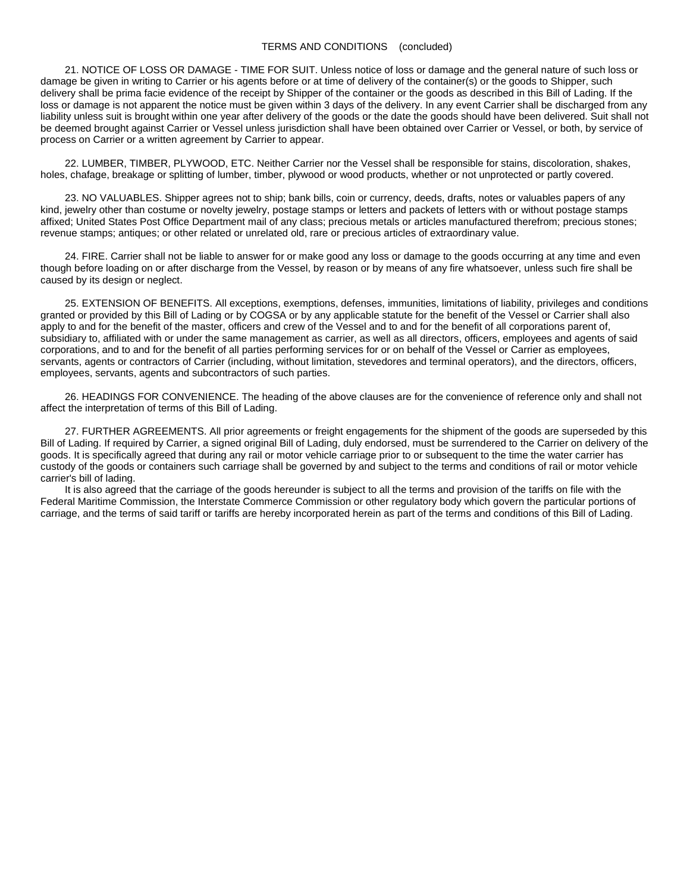TERMS AND CONDITIONS (concluded)

21. NOTICE OF LOSS OR DAMAGE - TIME FOR SUIT. Unless notice of loss or damage and the general nature of such loss or damage be given in writing to Carrier or his agents before or at time of delivery of the container(s) or the goods to Shipper, such delivery shall be prima facie evidence of the receipt by Shipper of the container or the goods as described in this Bill of Lading. If the loss or damage is not apparent the notice must be given within 3 days of the delivery. In any event Carrier shall be discharged from any liability unless suit is brought within one year after delivery of the goods or the date the goods should have been delivered. Suit shall not be deemed brought against Carrier or Vessel unless jurisdiction shall have been obtained over Carrier or Vessel, or both, by service of process on Carrier or a written agreement by Carrier to appear.

22. LUMBER, TIMBER, PLYWOOD, ETC. Neither Carrier nor the Vessel shall be responsible for stains, discoloration, shakes, holes, chafage, breakage or splitting of lumber, timber, plywood or wood products, whether or not unprotected or partly covered.

23. NO VALUABLES. Shipper agrees not to ship; bank bills, coin or currency, deeds, drafts, notes or valuables papers of any kind, jewelry other than costume or novelty jewelry, postage stamps or letters and packets of letters with or without postage stamps affixed; United States Post Office Department mail of any class; precious metals or articles manufactured therefrom; precious stones; revenue stamps; antiques; or other related or unrelated old, rare or precious articles of extraordinary value.

24. FIRE. Carrier shall not be liable to answer for or make good any loss or damage to the goods occurring at any time and even though before loading on or after discharge from the Vessel, by reason or by means of any fire whatsoever, unless such fire shall be caused by its design or neglect.

25. EXTENSION OF BENEFITS. All exceptions, exemptions, defenses, immunities, limitations of liability, privileges and conditions granted or provided by this Bill of Lading or by COGSA or by any applicable statute for the benefit of the Vessel or Carrier shall also apply to and for the benefit of the master, officers and crew of the Vessel and to and for the benefit of all corporations parent of, subsidiary to, affiliated with or under the same management as carrier, as well as all directors, officers, employees and agents of said corporations, and to and for the benefit of all parties performing services for or on behalf of the Vessel or Carrier as employees, servants, agents or contractors of Carrier (including, without limitation, stevedores and terminal operators), and the directors, officers, employees, servants, agents and subcontractors of such parties.

26. HEADINGS FOR CONVENIENCE. The heading of the above clauses are for the convenience of reference only and shall not affect the interpretation of terms of this Bill of Lading.

27. FURTHER AGREEMENTS. All prior agreements or freight engagements for the shipment of the goods are superseded by this Bill of Lading. If required by Carrier, a signed original Bill of Lading, duly endorsed, must be surrendered to the Carrier on delivery of the goods. It is specifically agreed that during any rail or motor vehicle carriage prior to or subsequent to the time the water carrier has custody of the goods or containers such carriage shall be governed by and subject to the terms and conditions of rail or motor vehicle carrier's bill of lading.

It is also agreed that the carriage of the goods hereunder is subject to all the terms and provision of the tariffs on file with the Federal Maritime Commission, the Interstate Commerce Commission or other regulatory body which govern the particular portions of carriage, and the terms of said tariff or tariffs are hereby incorporated herein as part of the terms and conditions of this Bill of Lading.